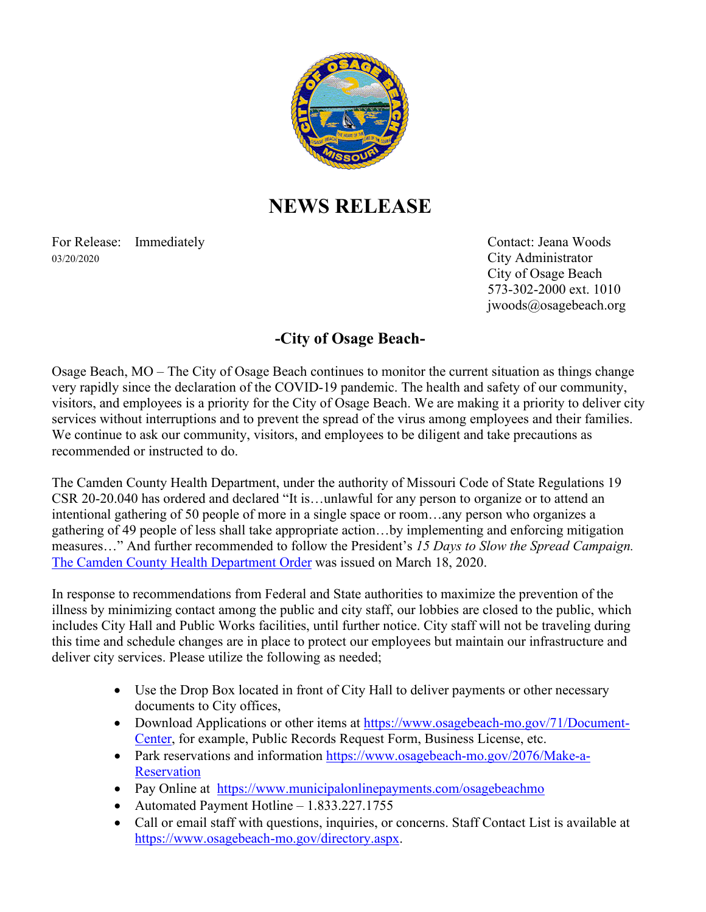# NEWS RELEASE

For Release: Immediately
03/20/2020

Contact: Jeana Woods
City Administrator
City of Osage Beach
573-302-2000 ext. 1010
jwoods@osagebeach.org

## -City of Osage Beach-

Osage Beach, MO – The City of Osage Beach continues to monitor the current situation as things change very rapidly since the declaration of the COVID-19 pandemic. The health and safety of our community, visitors, and employees is a priority for the City of Osage Beach. We are making it a priority to deliver city services without interruptions and to prevent the spread of the virus among employees and their families. We continue to ask our community, visitors, and employees to be diligent and take precautions as recommended or instructed to do.

The Camden County Health Department, under the authority of Missouri Code of State Regulations 19 CSR 20-20.040 has ordered and declared "It is…unlawful for any person to organize or to attend an intentional gathering of 50 people of more in a single space or room…any person who organizes a gathering of 49 people of less shall take appropriate action…by implementing and enforcing mitigation measures…" And further recommended to follow the President's *15 Days to Slow the Spread Campaign.* The Camden County Health Department Order was issued on March 18, 2020.

In response to recommendations from Federal and State authorities to maximize the prevention of the illness by minimizing contact among the public and city staff, our lobbies are closed to the public, which includes City Hall and Public Works facilities, until further notice. City staff will not be traveling during this time and schedule changes are in place to protect our employees but maintain our infrastructure and deliver city services. Please utilize the following as needed;

- Use the Drop Box located in front of City Hall to deliver payments or other necessary documents to City offices,
- Download Applications or other items at https://www.osagebeach-mo.gov/71/Document-Center, for example, Public Records Request Form, Business License, etc.
- Park reservations and information https://www.osagebeach-mo.gov/2076/Make-a-Reservation
- Pay Online at https://www.municipalonlinepayments.com/osagebeachmo
- Automated Payment Hotline – 1.833.227.1755
- Call or email staff with questions, inquiries, or concerns. Staff Contact List is available at https://www.osagebeach-mo.gov/directory.aspx.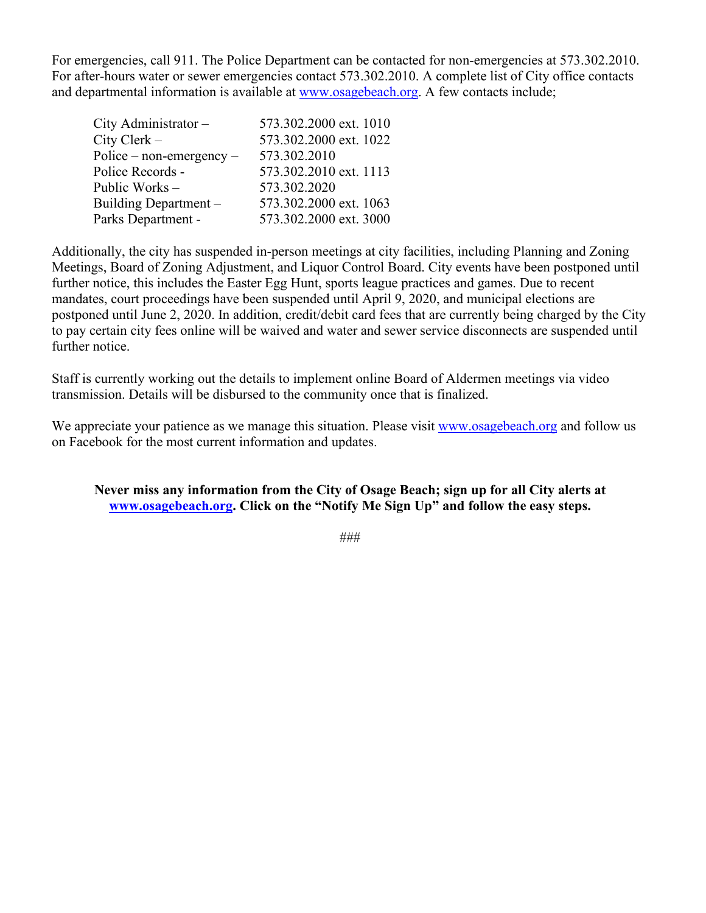For emergencies, call 911. The Police Department can be contacted for non-emergencies at 573.302.2010. For after-hours water or sewer emergencies contact 573.302.2010. A complete list of City office contacts and departmental information is available at www.osagebeach.org. A few contacts include;

| | |
|---|---|
| City Administrator – | 573.302.2000 ext. 1010 |
| City Clerk – | 573.302.2000 ext. 1022 |
| Police – non-emergency – | 573.302.2010 |
| Police Records - | 573.302.2010 ext. 1113 |
| Public Works – | 573.302.2020 |
| Building Department – | 573.302.2000 ext. 1063 |
| Parks Department - | 573.302.2000 ext. 3000 |

Additionally, the city has suspended in-person meetings at city facilities, including Planning and Zoning Meetings, Board of Zoning Adjustment, and Liquor Control Board. City events have been postponed until further notice, this includes the Easter Egg Hunt, sports league practices and games. Due to recent mandates, court proceedings have been suspended until April 9, 2020, and municipal elections are postponed until June 2, 2020. In addition, credit/debit card fees that are currently being charged by the City to pay certain city fees online will be waived and water and sewer service disconnects are suspended until further notice.

Staff is currently working out the details to implement online Board of Aldermen meetings via video transmission. Details will be disbursed to the community once that is finalized.

We appreciate your patience as we manage this situation. Please visit www.osagebeach.org and follow us on Facebook for the most current information and updates.

**Never miss any information from the City of Osage Beach; sign up for all City alerts at www.osagebeach.org. Click on the "Notify Me Sign Up" and follow the easy steps.**

###